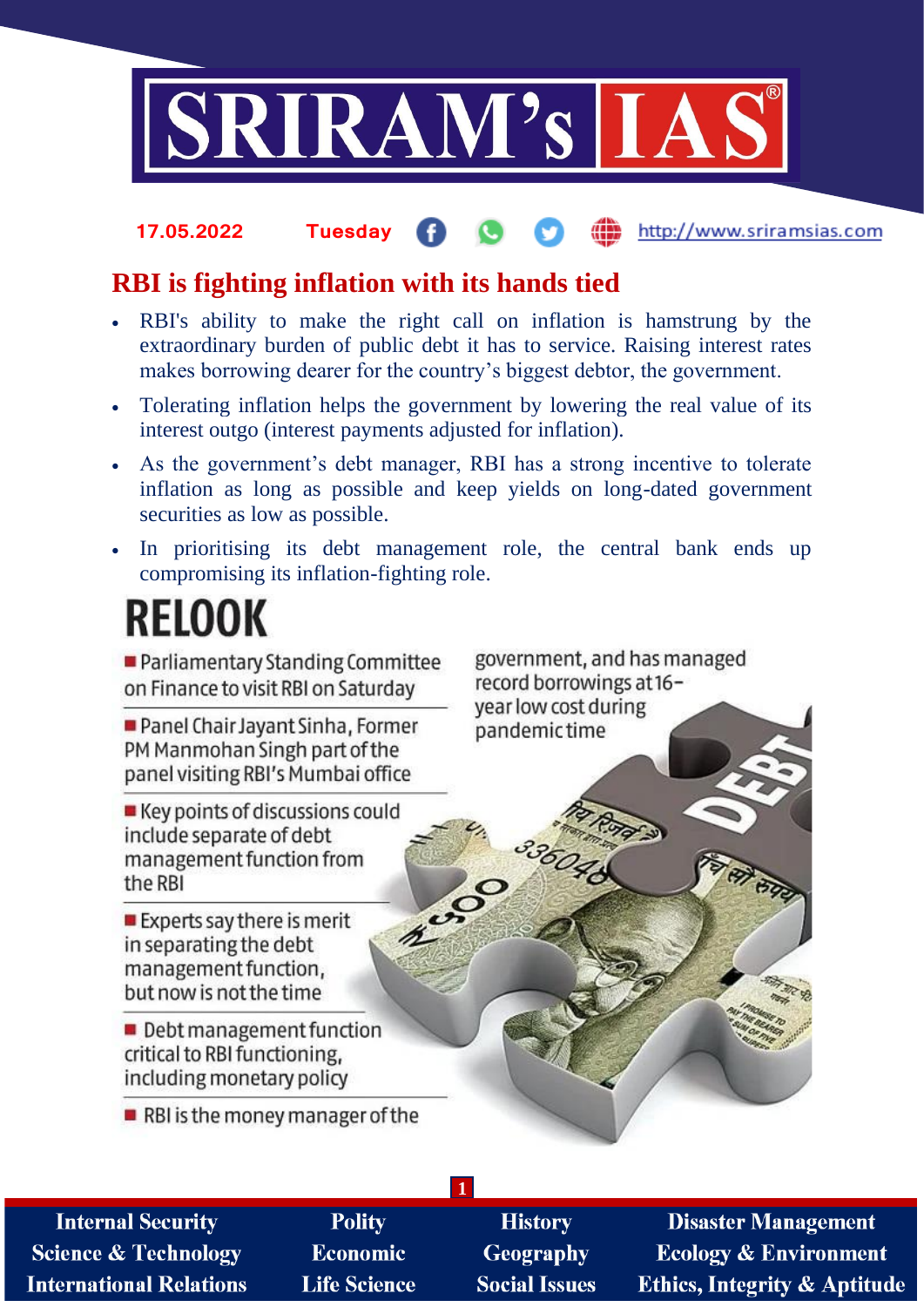# RBI is fighting inflation with its hands tied

- RBI's ability to make the right call on inflation is hamstrung by the extraordinary burden of public debt it has to service. Raising interest rates makes borrowing dearer for the country's biggest debtor, the government.
- Tolerating inflation helps the government by lowering the real value of its interest outgo (interest payments adjusted for inflation).
- As the government's debt manager, RBI has a strong incentive to tolerate inflation as long as possible and keep yields on long-dated government securities as low as possible.
- In prioritising its debt management role, the central bank ends up compromising its inflation-fighting role.

## RELOOK

- Parliamentary Standing Committee on Finance to visit RBI on Saturday
- Panel Chair Jayant Sinha, Former PM Manmohan Singh part of the panel visiting RBI's Mumbai office
- Key points of discussions could include separate of debt management function from the RBI
- Experts say there is merit in separating the debt management function, but now is not the time
- Debt management function critical to RBI functioning, including monetary policy
- RBI is the money manager of the government, and has managed record borrowings at 16-year low cost during pandemic time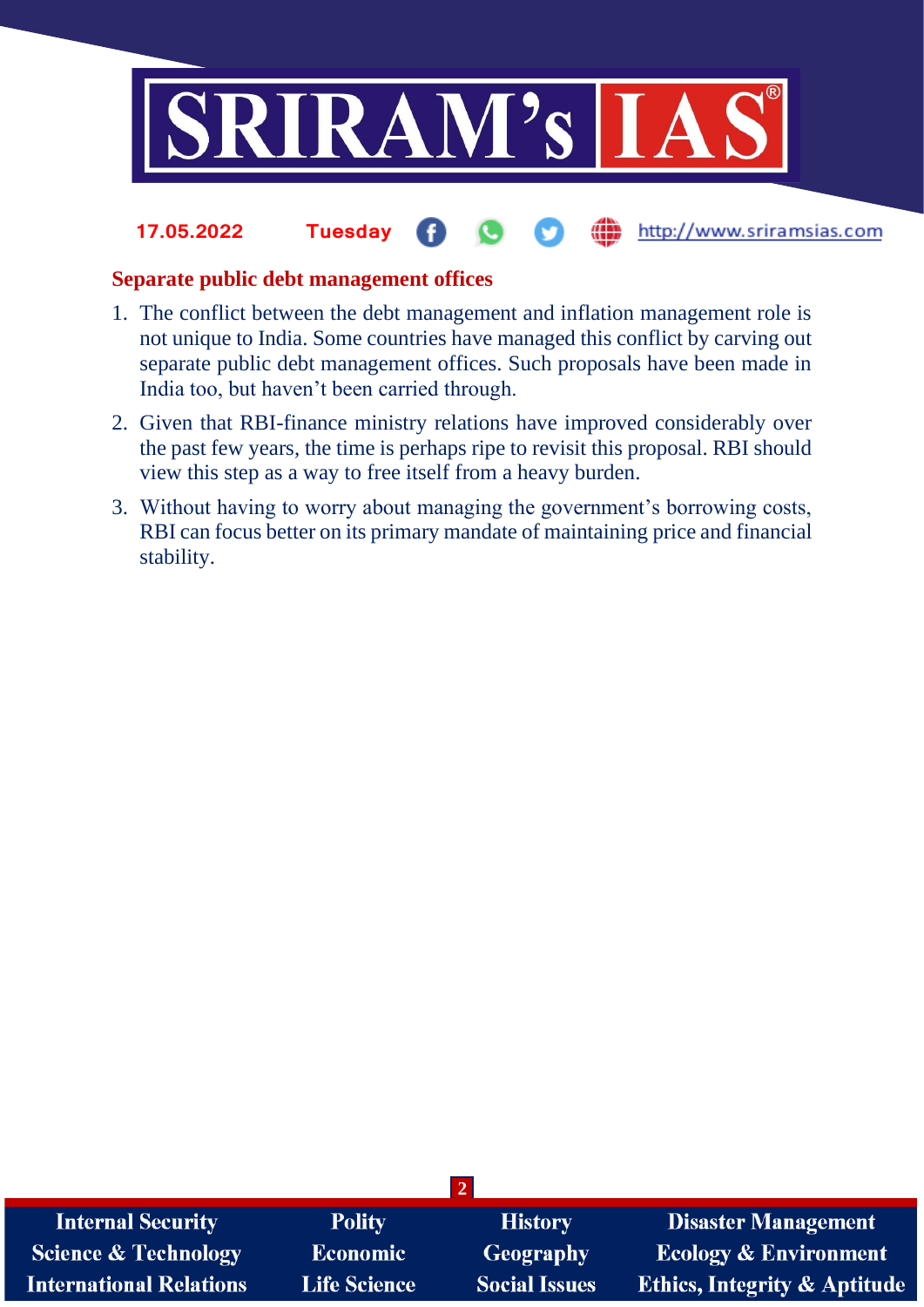### Separate public debt management offices

1. The conflict between the debt management and inflation management role is not unique to India. Some countries have managed this conflict by carving out separate public debt management offices. Such proposals have been made in India too, but haven't been carried through.
2. Given that RBI-finance ministry relations have improved considerably over the past few years, the time is perhaps ripe to revisit this proposal. RBI should view this step as a way to free itself from a heavy burden.
3. Without having to worry about managing the government's borrowing costs, RBI can focus better on its primary mandate of maintaining price and financial stability.